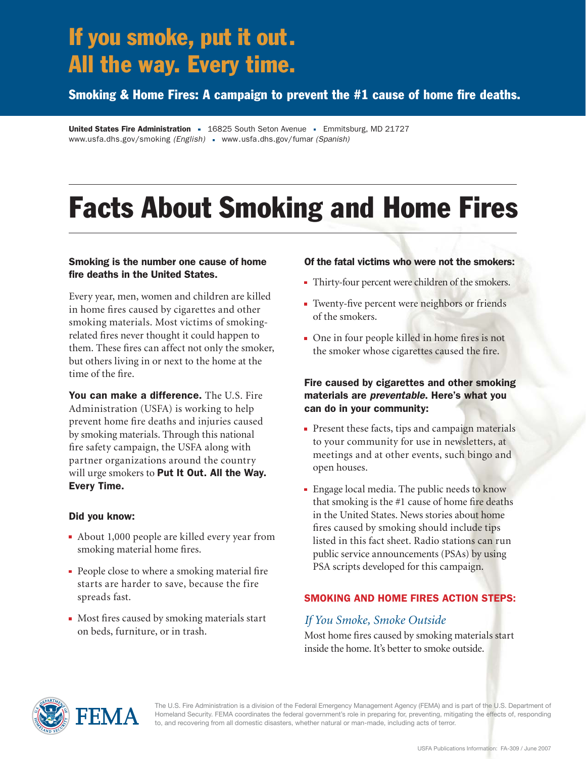# If you smoke, put it out. All the way. Every time.

**Smoking & Home Fires: A campaign to prevent the #1 cause of home fire deaths.**

**United States Fire Administration** ▪ 16825 South Seton Avenue ▪ Emmitsburg, MD 21727
www.usfa.dhs.gov/smoking *(English)* ▪ www.usfa.dhs.gov/fumar *(Spanish)*

# Facts About Smoking and Home Fires

### Smoking is the number one cause of home fire deaths in the United States.

Every year, men, women and children are killed in home fires caused by cigarettes and other smoking materials. Most victims of smoking-related fires never thought it could happen to them. These fires can affect not only the smoker, but others living in or next to the home at the time of the fire.

**You can make a difference.** The U.S. Fire Administration (USFA) is working to help prevent home fire deaths and injuries caused by smoking materials. Through this national fire safety campaign, the USFA along with partner organizations around the country will urge smokers to **Put It Out. All the Way. Every Time.**

### Did you know:

- About 1,000 people are killed every year from smoking material home fires.
- People close to where a smoking material fire starts are harder to save, because the fire spreads fast.
- Most fires caused by smoking materials start on beds, furniture, or in trash.

### Of the fatal victims who were not the smokers:

- Thirty-four percent were children of the smokers.
- Twenty-five percent were neighbors or friends of the smokers.
- One in four people killed in home fires is not the smoker whose cigarettes caused the fire.

### Fire caused by cigarettes and other smoking materials are *preventable*. Here's what you can do in your community:

- Present these facts, tips and campaign materials to your community for use in newsletters, at meetings and at other events, such bingo and open houses.
- Engage local media. The public needs to know that smoking is the #1 cause of home fire deaths in the United States. News stories about home fires caused by smoking should include tips listed in this fact sheet. Radio stations can run public service announcements (PSAs) by using PSA scripts developed for this campaign.

## SMOKING AND HOME FIRES ACTION STEPS:

### *If You Smoke, Smoke Outside*

Most home fires caused by smoking materials start inside the home. It's better to smoke outside.

FEMA

The U.S. Fire Administration is a division of the Federal Emergency Management Agency (FEMA) and is part of the U.S. Department of Homeland Security. FEMA coordinates the federal government's role in preparing for, preventing, mitigating the effects of, responding to, and recovering from all domestic disasters, whether natural or man-made, including acts of terror.

USFA Publications Information: FA-309 / June 2007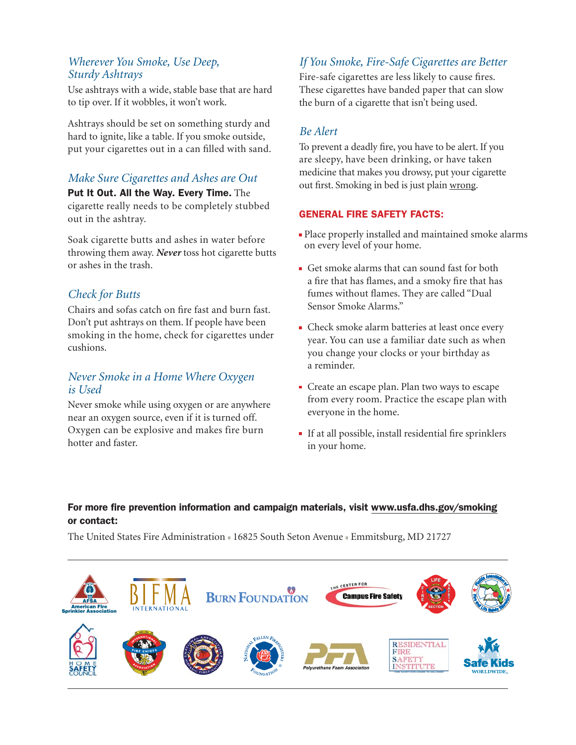### *Wherever You Smoke, Use Deep, Sturdy Ashtrays*

Use ashtrays with a wide, stable base that are hard to tip over. If it wobbles, it won't work.

Ashtrays should be set on something sturdy and hard to ignite, like a table. If you smoke outside, put your cigarettes out in a can filled with sand.

### *Make Sure Cigarettes and Ashes are Out*

**Put It Out. All the Way. Every Time.** The cigarette really needs to be completely stubbed out in the ashtray.

Soak cigarette butts and ashes in water before throwing them away. ***Never*** toss hot cigarette butts or ashes in the trash.

### *Check for Butts*

Chairs and sofas catch on fire fast and burn fast. Don't put ashtrays on them. If people have been smoking in the home, check for cigarettes under cushions.

### *Never Smoke in a Home Where Oxygen is Used*

Never smoke while using oxygen or are anywhere near an oxygen source, even if it is turned off. Oxygen can be explosive and makes fire burn hotter and faster.

### *If You Smoke, Fire-Safe Cigarettes are Better*

Fire-safe cigarettes are less likely to cause fires. These cigarettes have banded paper that can slow the burn of a cigarette that isn't being used.

### *Be Alert*

To prevent a deadly fire, you have to be alert. If you are sleepy, have been drinking, or have taken medicine that makes you drowsy, put your cigarette out first. Smoking in bed is just plain wrong.

## GENERAL FIRE SAFETY FACTS:

- Place properly installed and maintained smoke alarms on every level of your home.
- Get smoke alarms that can sound fast for both a fire that has flames, and a smoky fire that has fumes without flames. They are called "Dual Sensor Smoke Alarms."
- Check smoke alarm batteries at least once every year. You can use a familiar date such as when you change your clocks or your birthday as a reminder.
- Create an escape plan. Plan two ways to escape from every room. Practice the escape plan with everyone in the home.
- If at all possible, install residential fire sprinklers in your home.

**For more fire prevention information and campaign materials, visit www.usfa.dhs.gov/smoking or contact:**

The United States Fire Administration ▪ 16825 South Seton Avenue ▪ Emmitsburg, MD 21727

AFSA American Fire Sprinkler Association · BIFMA International · Burn Foundation · The Center for Campus Fire Safety · Life Safety Fire Section · Florida Association of Fire and Life Safety Educators · Home Safety Council · International Association of Fire Chiefs · National Association of Hispanic Firefighters · National Fallen Firefighters Foundation · PFA Polyurethane Foam Association · Residential Fire Safety Institute · Safe Kids Worldwide